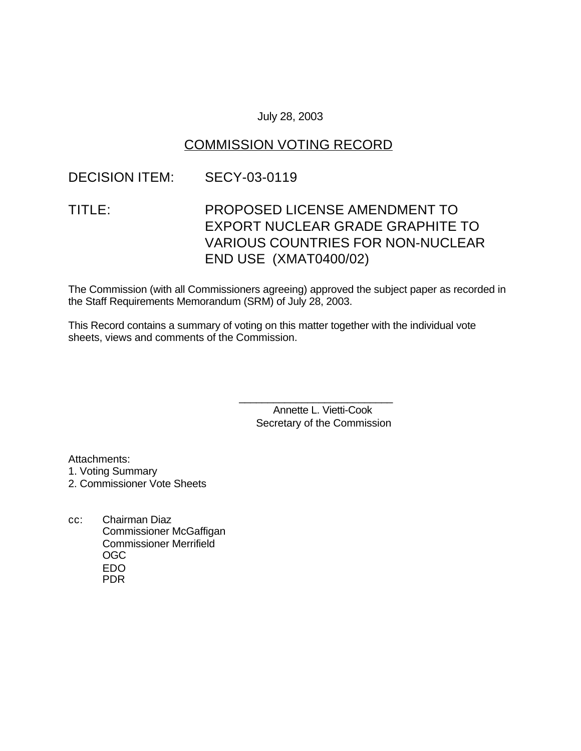July 28, 2003

# COMMISSION VOTING RECORD

DECISION ITEM: SECY-03-0119

TITLE: PROPOSED LICENSE AMENDMENT TO EXPORT NUCLEAR GRADE GRAPHITE TO VARIOUS COUNTRIES FOR NON-NUCLEAR END USE (XMAT0400/02)

The Commission (with all Commissioners agreeing) approved the subject paper as recorded in the Staff Requirements Memorandum (SRM) of July 28, 2003.

This Record contains a summary of voting on this matter together with the individual vote sheets, views and comments of the Commission.

\_\_\_\_\_\_\_\_\_\_\_\_\_\_\_\_\_\_\_\_\_\_\_\_\_\_\_
Annette L. Vietti-Cook
Secretary of the Commission

Attachments:
1. Voting Summary
2. Commissioner Vote Sheets

cc: Chairman Diaz
Commissioner McGaffigan
Commissioner Merrifield
OGC
EDO
PDR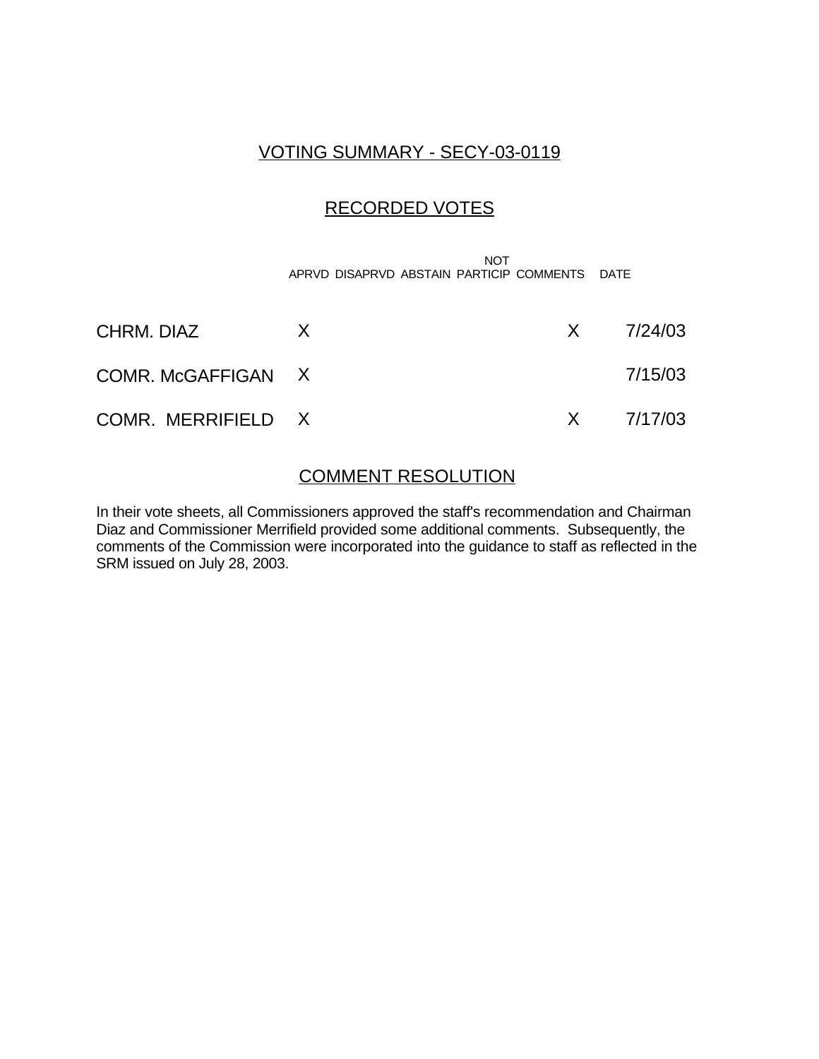# VOTING SUMMARY - SECY-03-0119

## RECORDED VOTES

| | APRVD | DISAPRVD | ABSTAIN | NOT PARTICIP | COMMENTS | DATE |
|---|---|---|---|---|---|---|
| CHRM. DIAZ | X | | | | X | 7/24/03 |
| COMR. McGAFFIGAN | X | | | | | 7/15/03 |
| COMR. MERRIFIELD | X | | | | X | 7/17/03 |

## COMMENT RESOLUTION

In their vote sheets, all Commissioners approved the staff's recommendation and Chairman Diaz and Commissioner Merrifield provided some additional comments. Subsequently, the comments of the Commission were incorporated into the guidance to staff as reflected in the SRM issued on July 28, 2003.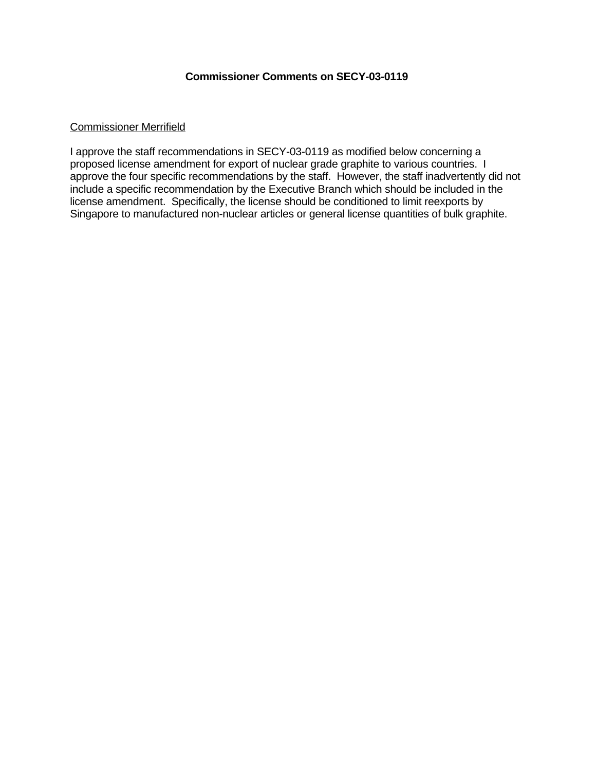**Commissioner Comments on SECY-03-0119**

Commissioner Merrifield

I approve the staff recommendations in SECY-03-0119 as modified below concerning a proposed license amendment for export of nuclear grade graphite to various countries. I approve the four specific recommendations by the staff. However, the staff inadvertently did not include a specific recommendation by the Executive Branch which should be included in the license amendment. Specifically, the license should be conditioned to limit reexports by Singapore to manufactured non-nuclear articles or general license quantities of bulk graphite.